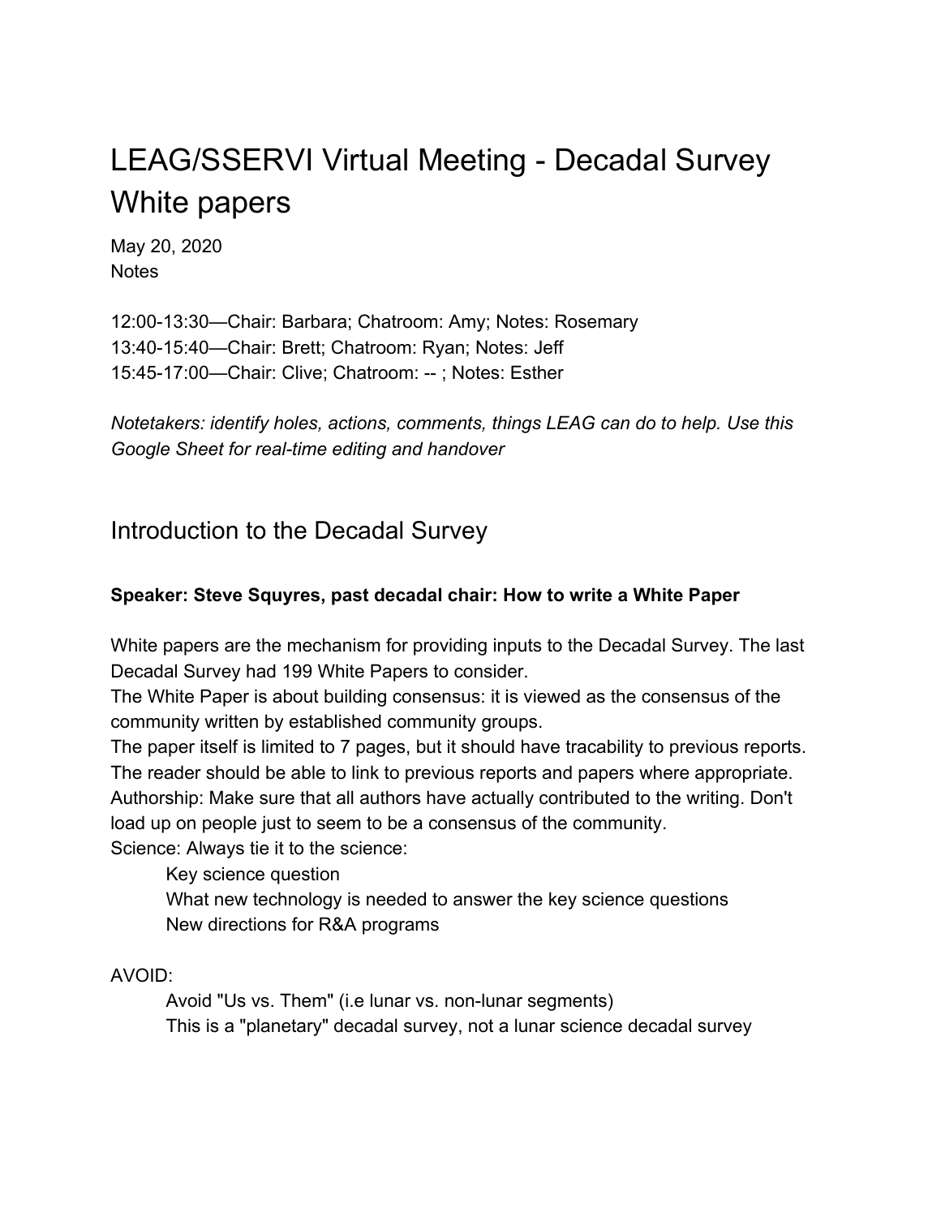# LEAG/SSERVI Virtual Meeting - Decadal Survey White papers

May 20, 2020
Notes

12:00-13:30—Chair: Barbara; Chatroom: Amy; Notes: Rosemary
13:40-15:40—Chair: Brett; Chatroom: Ryan; Notes: Jeff
15:45-17:00—Chair: Clive; Chatroom: -- ; Notes: Esther

*Notetakers: identify holes, actions, comments, things LEAG can do to help. Use this Google Sheet for real-time editing and handover*

## Introduction to the Decadal Survey

**Speaker: Steve Squyres, past decadal chair: How to write a White Paper**

White papers are the mechanism for providing inputs to the Decadal Survey. The last Decadal Survey had 199 White Papers to consider.
The White Paper is about building consensus: it is viewed as the consensus of the community written by established community groups.
The paper itself is limited to 7 pages, but it should have tracability to previous reports. The reader should be able to link to previous reports and papers where appropriate.
Authorship: Make sure that all authors have actually contributed to the writing. Don't load up on people just to seem to be a consensus of the community.
Science: Always tie it to the science:

- Key science question
- What new technology is needed to answer the key science questions
- New directions for R&A programs

AVOID:

- Avoid "Us vs. Them" (i.e lunar vs. non-lunar segments)
- This is a "planetary" decadal survey, not a lunar science decadal survey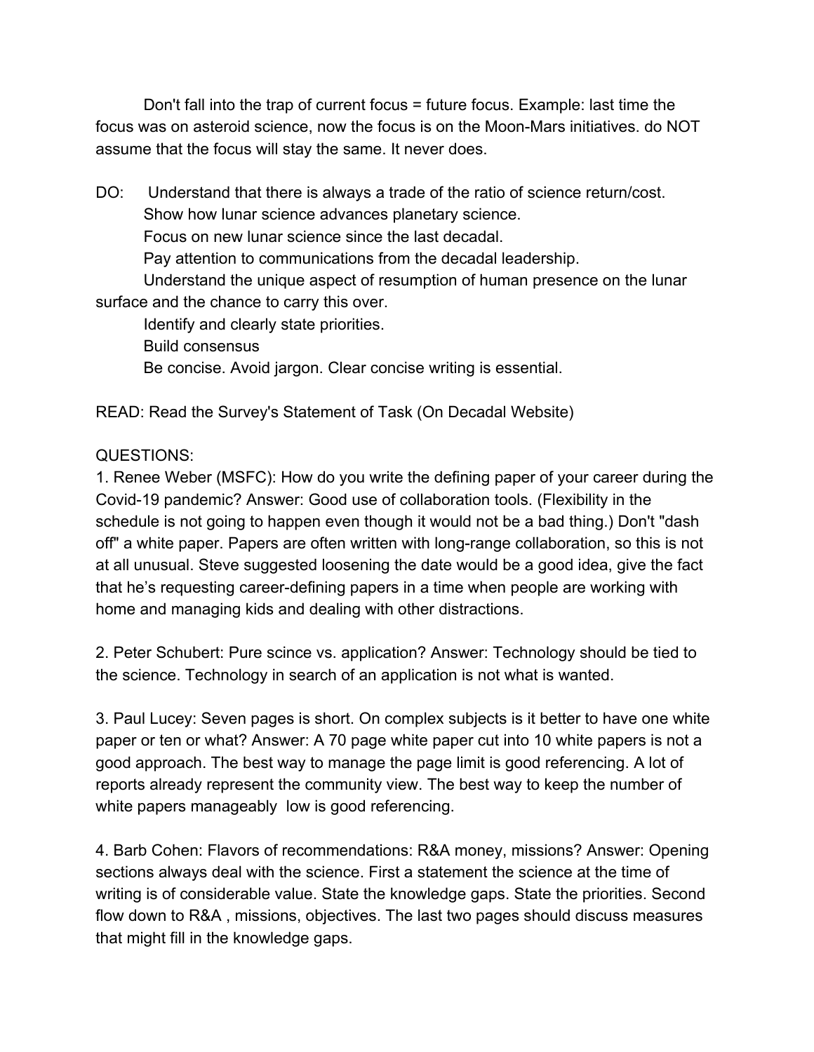Don't fall into the trap of current focus = future focus. Example: last time the focus was on asteroid science, now the focus is on the Moon-Mars initiatives. do NOT assume that the focus will stay the same. It never does.

DO: Understand that there is always a trade of the ratio of science return/cost.
Show how lunar science advances planetary science.
Focus on new lunar science since the last decadal.
Pay attention to communications from the decadal leadership.
Understand the unique aspect of resumption of human presence on the lunar surface and the chance to carry this over.
Identify and clearly state priorities.
Build consensus
Be concise. Avoid jargon. Clear concise writing is essential.

READ: Read the Survey's Statement of Task (On Decadal Website)

QUESTIONS:

1. Renee Weber (MSFC): How do you write the defining paper of your career during the Covid-19 pandemic? Answer: Good use of collaboration tools. (Flexibility in the schedule is not going to happen even though it would not be a bad thing.) Don't "dash off" a white paper. Papers are often written with long-range collaboration, so this is not at all unusual. Steve suggested loosening the date would be a good idea, give the fact that he's requesting career-defining papers in a time when people are working with home and managing kids and dealing with other distractions.

2. Peter Schubert: Pure scince vs. application? Answer: Technology should be tied to the science. Technology in search of an application is not what is wanted.

3. Paul Lucey: Seven pages is short. On complex subjects is it better to have one white paper or ten or what? Answer: A 70 page white paper cut into 10 white papers is not a good approach. The best way to manage the page limit is good referencing. A lot of reports already represent the community view. The best way to keep the number of white papers manageably low is good referencing.

4. Barb Cohen: Flavors of recommendations: R&A money, missions? Answer: Opening sections always deal with the science. First a statement the science at the time of writing is of considerable value. State the knowledge gaps. State the priorities. Second flow down to R&A , missions, objectives. The last two pages should discuss measures that might fill in the knowledge gaps.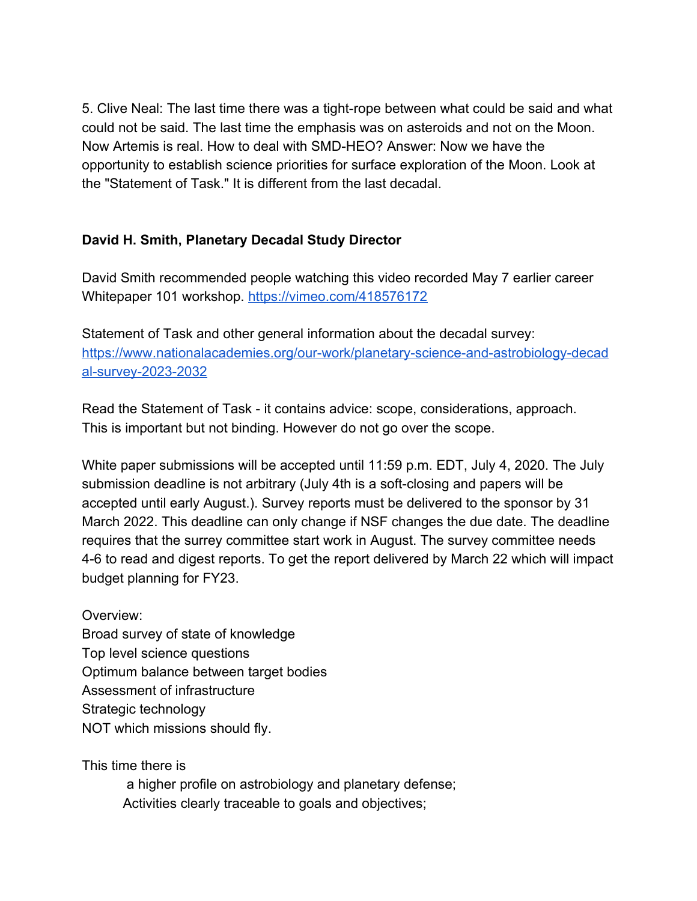5. Clive Neal: The last time there was a tight-rope between what could be said and what could not be said. The last time the emphasis was on asteroids and not on the Moon. Now Artemis is real. How to deal with SMD-HEO? Answer: Now we have the opportunity to establish science priorities for surface exploration of the Moon. Look at the "Statement of Task." It is different from the last decadal.

**David H. Smith, Planetary Decadal Study Director**

David Smith recommended people watching this video recorded May 7 earlier career Whitepaper 101 workshop. https://vimeo.com/418576172

Statement of Task and other general information about the decadal survey: https://www.nationalacademies.org/our-work/planetary-science-and-astrobiology-decadal-survey-2023-2032

Read the Statement of Task - it contains advice: scope, considerations, approach. This is important but not binding. However do not go over the scope.

White paper submissions will be accepted until 11:59 p.m. EDT, July 4, 2020. The July submission deadline is not arbitrary (July 4th is a soft-closing and papers will be accepted until early August.). Survey reports must be delivered to the sponsor by 31 March 2022. This deadline can only change if NSF changes the due date. The deadline requires that the surrey committee start work in August. The survey committee needs 4-6 to read and digest reports. To get the report delivered by March 22 which will impact budget planning for FY23.

Overview:
Broad survey of state of knowledge
Top level science questions
Optimum balance between target bodies
Assessment of infrastructure
Strategic technology
NOT which missions should fly.

This time there is

- a higher profile on astrobiology and planetary defense;
- Activities clearly traceable to goals and objectives;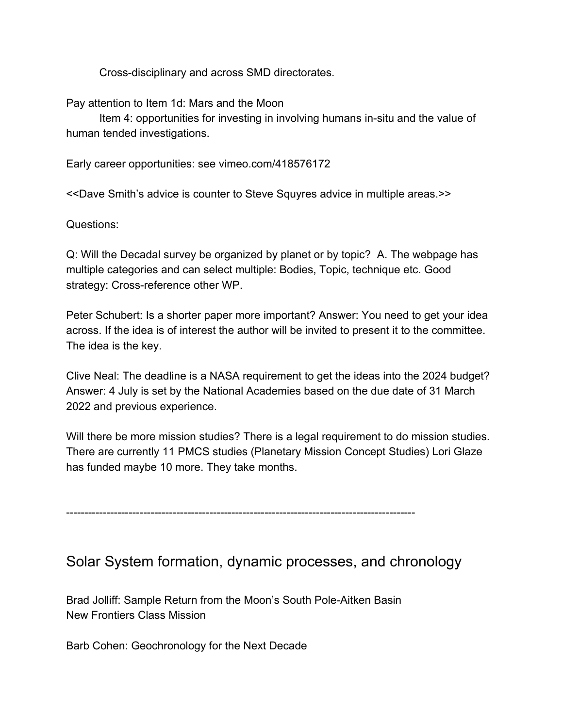Cross-disciplinary and across SMD directorates.

Pay attention to Item 1d: Mars and the Moon
Item 4: opportunities for investing in involving humans in-situ and the value of human tended investigations.

Early career opportunities: see vimeo.com/418576172

<<Dave Smith's advice is counter to Steve Squyres advice in multiple areas.>>

Questions:

Q: Will the Decadal survey be organized by planet or by topic? A. The webpage has multiple categories and can select multiple: Bodies, Topic, technique etc. Good strategy: Cross-reference other WP.

Peter Schubert: Is a shorter paper more important? Answer: You need to get your idea across. If the idea is of interest the author will be invited to present it to the committee. The idea is the key.

Clive Neal: The deadline is a NASA requirement to get the ideas into the 2024 budget? Answer: 4 July is set by the National Academies based on the due date of 31 March 2022 and previous experience.

Will there be more mission studies? There is a legal requirement to do mission studies. There are currently 11 PMCS studies (Planetary Mission Concept Studies) Lori Glaze has funded maybe 10 more. They take months.

---

## Solar System formation, dynamic processes, and chronology

Brad Jolliff: Sample Return from the Moon's South Pole-Aitken Basin
New Frontiers Class Mission

Barb Cohen: Geochronology for the Next Decade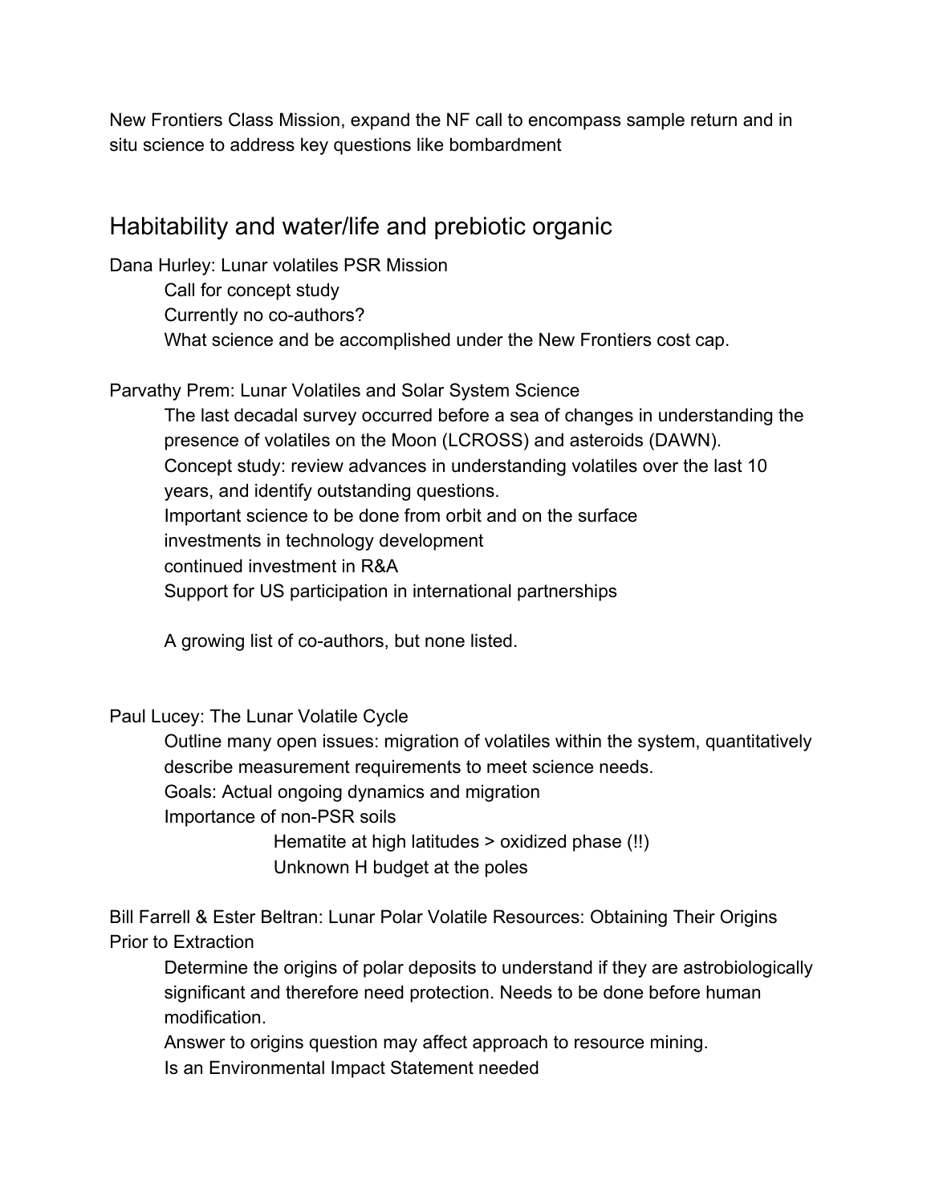New Frontiers Class Mission, expand the NF call to encompass sample return and in situ science to address key questions like bombardment

## Habitability and water/life and prebiotic organic

Dana Hurley: Lunar volatiles PSR Mission

- Call for concept study
- Currently no co-authors?
- What science and be accomplished under the New Frontiers cost cap.

Parvathy Prem: Lunar Volatiles and Solar System Science

- The last decadal survey occurred before a sea of changes in understanding the presence of volatiles on the Moon (LCROSS) and asteroids (DAWN).
- Concept study: review advances in understanding volatiles over the last 10 years, and identify outstanding questions.
- Important science to be done from orbit and on the surface
- investments in technology development
- continued investment in R&A
- Support for US participation in international partnerships

A growing list of co-authors, but none listed.

Paul Lucey: The Lunar Volatile Cycle

- Outline many open issues: migration of volatiles within the system, quantitatively describe measurement requirements to meet science needs.
- Goals: Actual ongoing dynamics and migration
- Importance of non-PSR soils
  - Hematite at high latitudes > oxidized phase (!!)
  - Unknown H budget at the poles

Bill Farrell & Ester Beltran: Lunar Polar Volatile Resources: Obtaining Their Origins Prior to Extraction

- Determine the origins of polar deposits to understand if they are astrobiologically significant and therefore need protection. Needs to be done before human modification.
- Answer to origins question may affect approach to resource mining.
- Is an Environmental Impact Statement needed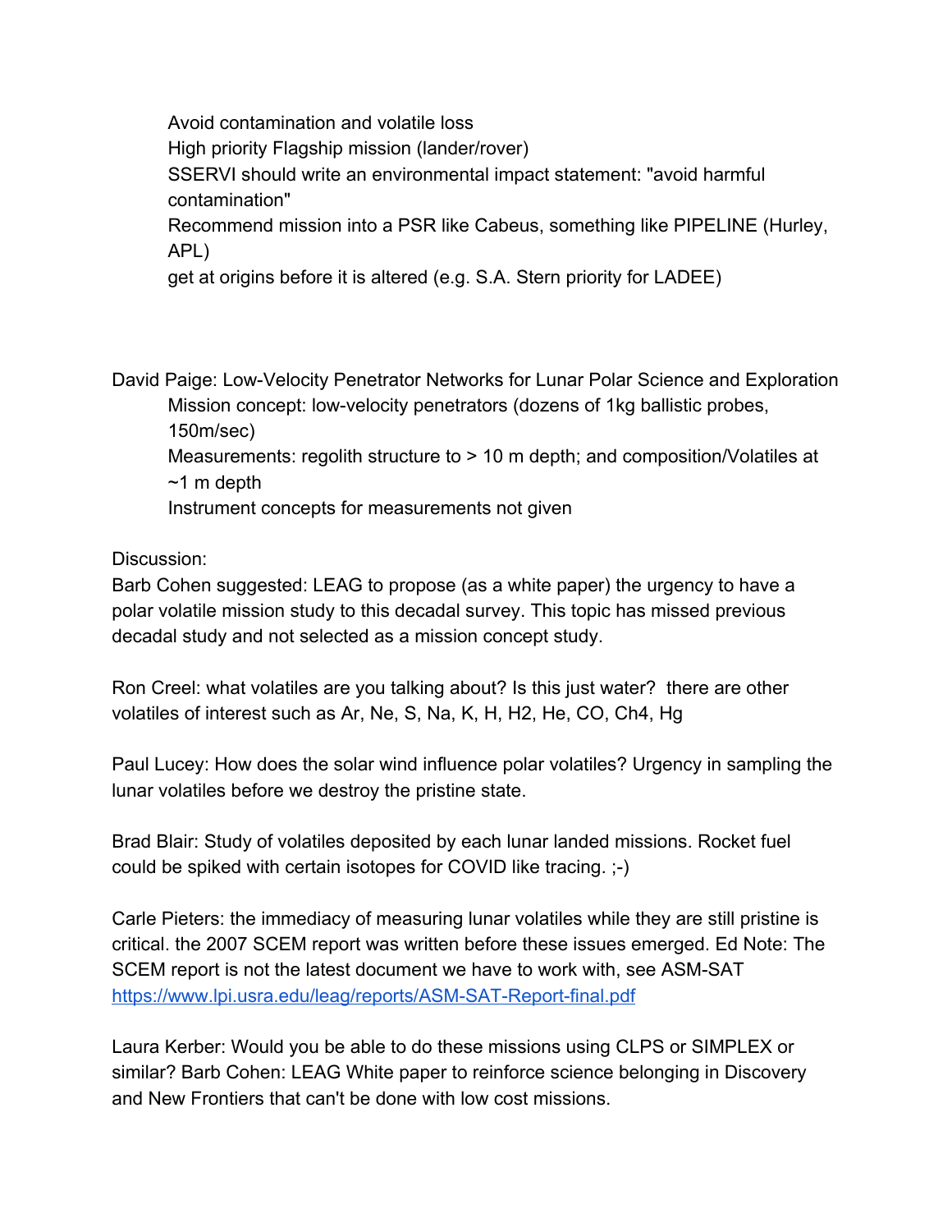- Avoid contamination and volatile loss
- High priority Flagship mission (lander/rover)
- SSERVI should write an environmental impact statement: "avoid harmful contamination"
- Recommend mission into a PSR like Cabeus, something like PIPELINE (Hurley, APL)
- get at origins before it is altered (e.g. S.A. Stern priority for LADEE)

David Paige: Low-Velocity Penetrator Networks for Lunar Polar Science and Exploration

- Mission concept: low-velocity penetrators (dozens of 1kg ballistic probes, 150m/sec)
- Measurements: regolith structure to > 10 m depth; and composition/Volatiles at ~1 m depth
- Instrument concepts for measurements not given

Discussion:

Barb Cohen suggested: LEAG to propose (as a white paper) the urgency to have a polar volatile mission study to this decadal survey. This topic has missed previous decadal study and not selected as a mission concept study.

Ron Creel: what volatiles are you talking about? Is this just water? there are other volatiles of interest such as Ar, Ne, S, Na, K, H, H2, He, CO, Ch4, Hg

Paul Lucey: How does the solar wind influence polar volatiles? Urgency in sampling the lunar volatiles before we destroy the pristine state.

Brad Blair: Study of volatiles deposited by each lunar landed missions. Rocket fuel could be spiked with certain isotopes for COVID like tracing. ;-)

Carle Pieters: the immediacy of measuring lunar volatiles while they are still pristine is critical. the 2007 SCEM report was written before these issues emerged. Ed Note: The SCEM report is not the latest document we have to work with, see ASM-SAT https://www.lpi.usra.edu/leag/reports/ASM-SAT-Report-final.pdf

Laura Kerber: Would you be able to do these missions using CLPS or SIMPLEX or similar? Barb Cohen: LEAG White paper to reinforce science belonging in Discovery and New Frontiers that can't be done with low cost missions.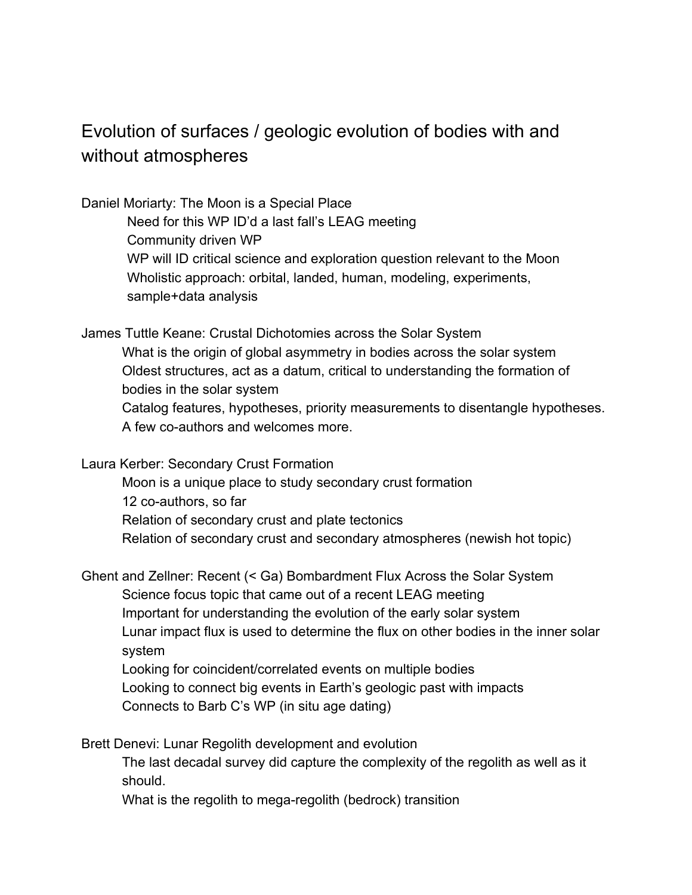# Evolution of surfaces / geologic evolution of bodies with and without atmospheres

Daniel Moriarty: The Moon is a Special Place

- Need for this WP ID'd a last fall's LEAG meeting
- Community driven WP
- WP will ID critical science and exploration question relevant to the Moon
- Wholistic approach: orbital, landed, human, modeling, experiments, sample+data analysis

James Tuttle Keane: Crustal Dichotomies across the Solar System

- What is the origin of global asymmetry in bodies across the solar system
- Oldest structures, act as a datum, critical to understanding the formation of bodies in the solar system
- Catalog features, hypotheses, priority measurements to disentangle hypotheses.
- A few co-authors and welcomes more.

Laura Kerber: Secondary Crust Formation

- Moon is a unique place to study secondary crust formation
- 12 co-authors, so far
- Relation of secondary crust and plate tectonics
- Relation of secondary crust and secondary atmospheres (newish hot topic)

Ghent and Zellner: Recent (< Ga) Bombardment Flux Across the Solar System

- Science focus topic that came out of a recent LEAG meeting
- Important for understanding the evolution of the early solar system
- Lunar impact flux is used to determine the flux on other bodies in the inner solar system
- Looking for coincident/correlated events on multiple bodies
- Looking to connect big events in Earth's geologic past with impacts
- Connects to Barb C's WP (in situ age dating)

Brett Denevi: Lunar Regolith development and evolution

- The last decadal survey did capture the complexity of the regolith as well as it should.
- What is the regolith to mega-regolith (bedrock) transition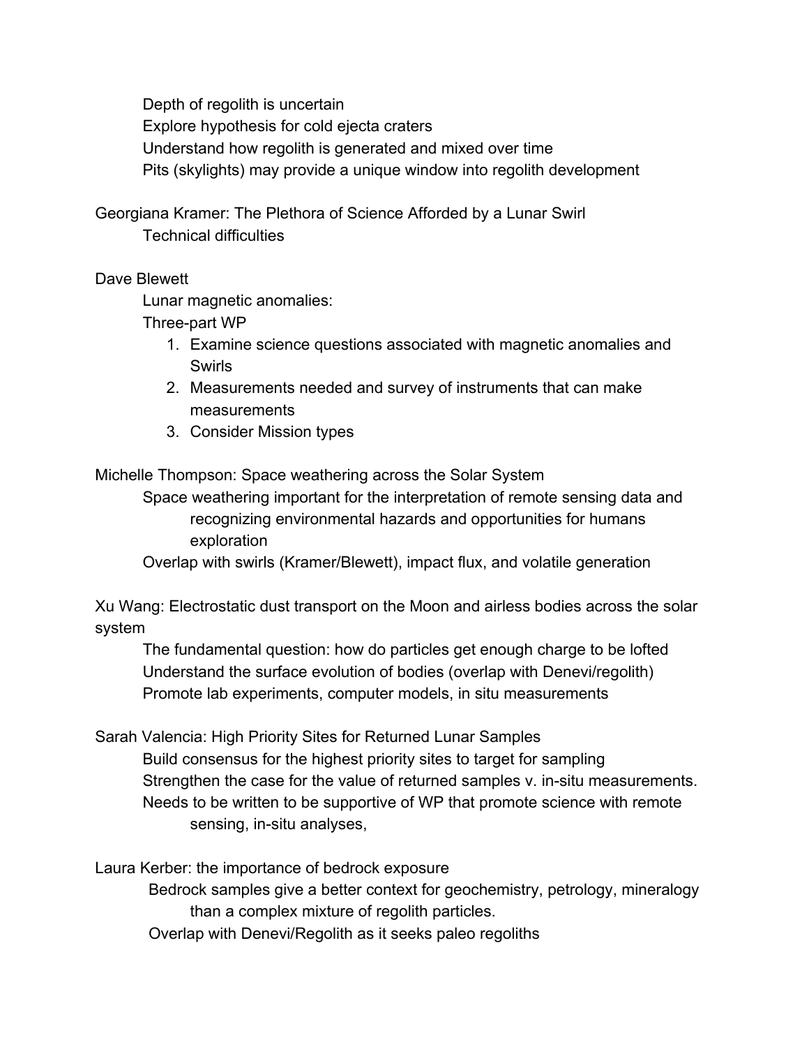Depth of regolith is uncertain
Explore hypothesis for cold ejecta craters
Understand how regolith is generated and mixed over time
Pits (skylights) may provide a unique window into regolith development

Georgiana Kramer: The Plethora of Science Afforded by a Lunar Swirl
Technical difficulties

Dave Blewett
Lunar magnetic anomalies:
Three-part WP

1. Examine science questions associated with magnetic anomalies and Swirls
2. Measurements needed and survey of instruments that can make measurements
3. Consider Mission types

Michelle Thompson: Space weathering across the Solar System
Space weathering important for the interpretation of remote sensing data and recognizing environmental hazards and opportunities for humans exploration
Overlap with swirls (Kramer/Blewett), impact flux, and volatile generation

Xu Wang: Electrostatic dust transport on the Moon and airless bodies across the solar system
The fundamental question: how do particles get enough charge to be lofted
Understand the surface evolution of bodies (overlap with Denevi/regolith)
Promote lab experiments, computer models, in situ measurements

Sarah Valencia: High Priority Sites for Returned Lunar Samples
Build consensus for the highest priority sites to target for sampling
Strengthen the case for the value of returned samples v. in-situ measurements.
Needs to be written to be supportive of WP that promote science with remote sensing, in-situ analyses,

Laura Kerber: the importance of bedrock exposure
Bedrock samples give a better context for geochemistry, petrology, mineralogy than a complex mixture of regolith particles.
Overlap with Denevi/Regolith as it seeks paleo regoliths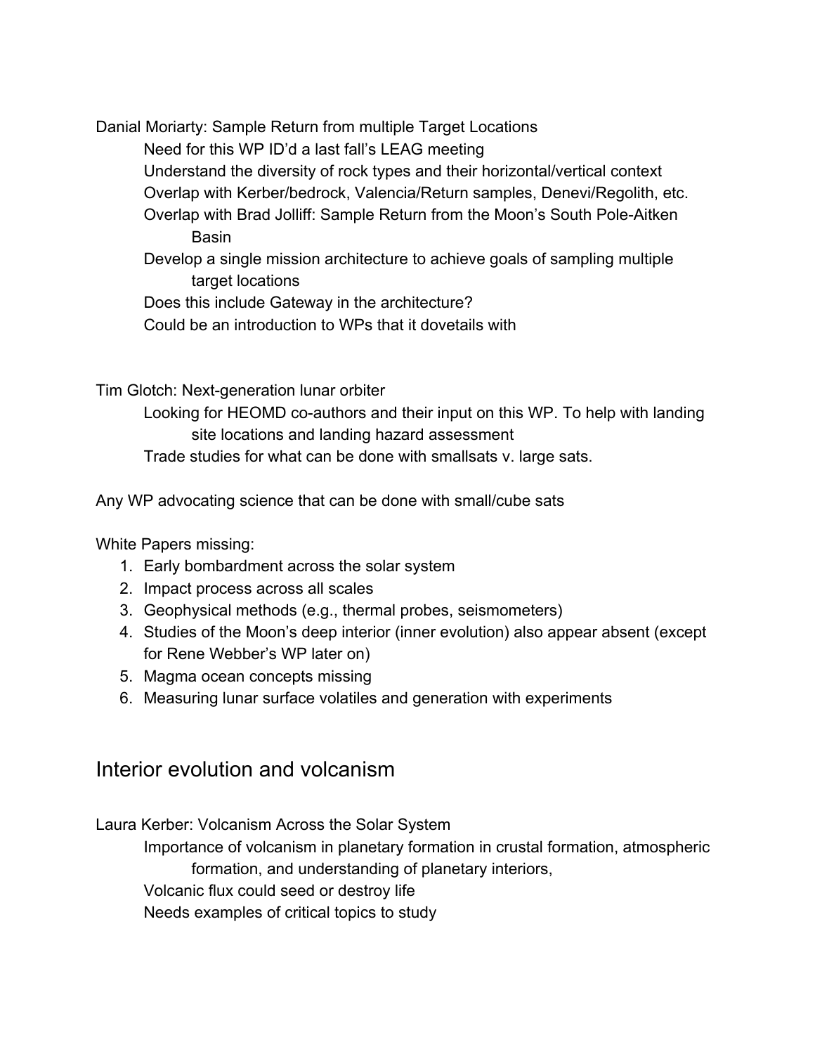Danial Moriarty: Sample Return from multiple Target Locations

- Need for this WP ID'd a last fall's LEAG meeting
- Understand the diversity of rock types and their horizontal/vertical context
- Overlap with Kerber/bedrock, Valencia/Return samples, Denevi/Regolith, etc.
- Overlap with Brad Jolliff: Sample Return from the Moon's South Pole-Aitken Basin
- Develop a single mission architecture to achieve goals of sampling multiple target locations
- Does this include Gateway in the architecture?
- Could be an introduction to WPs that it dovetails with

Tim Glotch: Next-generation lunar orbiter

- Looking for HEOMD co-authors and their input on this WP. To help with landing site locations and landing hazard assessment
- Trade studies for what can be done with smallsats v. large sats.

Any WP advocating science that can be done with small/cube sats

White Papers missing:

1. Early bombardment across the solar system
2. Impact process across all scales
3. Geophysical methods (e.g., thermal probes, seismometers)
4. Studies of the Moon's deep interior (inner evolution) also appear absent (except for Rene Webber's WP later on)
5. Magma ocean concepts missing
6. Measuring lunar surface volatiles and generation with experiments

## Interior evolution and volcanism

Laura Kerber: Volcanism Across the Solar System

- Importance of volcanism in planetary formation in crustal formation, atmospheric formation, and understanding of planetary interiors,
- Volcanic flux could seed or destroy life
- Needs examples of critical topics to study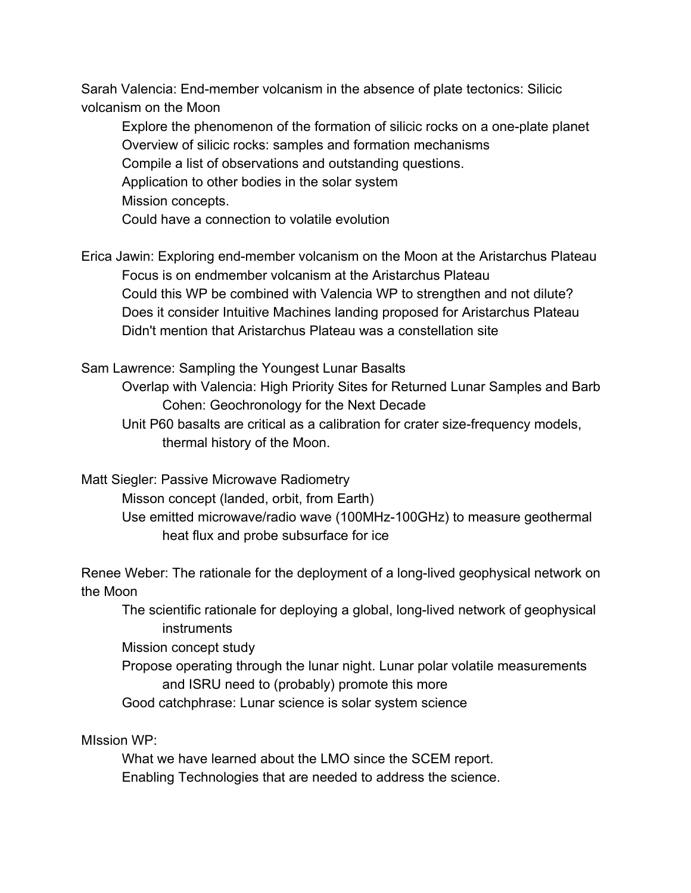Sarah Valencia: End-member volcanism in the absence of plate tectonics: Silicic volcanism on the Moon

- Explore the phenomenon of the formation of silicic rocks on a one-plate planet
- Overview of silicic rocks: samples and formation mechanisms
- Compile a list of observations and outstanding questions.
- Application to other bodies in the solar system
- Mission concepts.
- Could have a connection to volatile evolution

Erica Jawin: Exploring end-member volcanism on the Moon at the Aristarchus Plateau

- Focus is on endmember volcanism at the Aristarchus Plateau
- Could this WP be combined with Valencia WP to strengthen and not dilute?
- Does it consider Intuitive Machines landing proposed for Aristarchus Plateau
- Didn't mention that Aristarchus Plateau was a constellation site

Sam Lawrence: Sampling the Youngest Lunar Basalts

- Overlap with Valencia: High Priority Sites for Returned Lunar Samples and Barb Cohen: Geochronology for the Next Decade
- Unit P60 basalts are critical as a calibration for crater size-frequency models, thermal history of the Moon.

Matt Siegler: Passive Microwave Radiometry

- Misson concept (landed, orbit, from Earth)
- Use emitted microwave/radio wave (100MHz-100GHz) to measure geothermal heat flux and probe subsurface for ice

Renee Weber: The rationale for the deployment of a long-lived geophysical network on the Moon

- The scientific rationale for deploying a global, long-lived network of geophysical instruments
- Mission concept study
- Propose operating through the lunar night. Lunar polar volatile measurements and ISRU need to (probably) promote this more
- Good catchphrase: Lunar science is solar system science

MIssion WP:

- What we have learned about the LMO since the SCEM report.
- Enabling Technologies that are needed to address the science.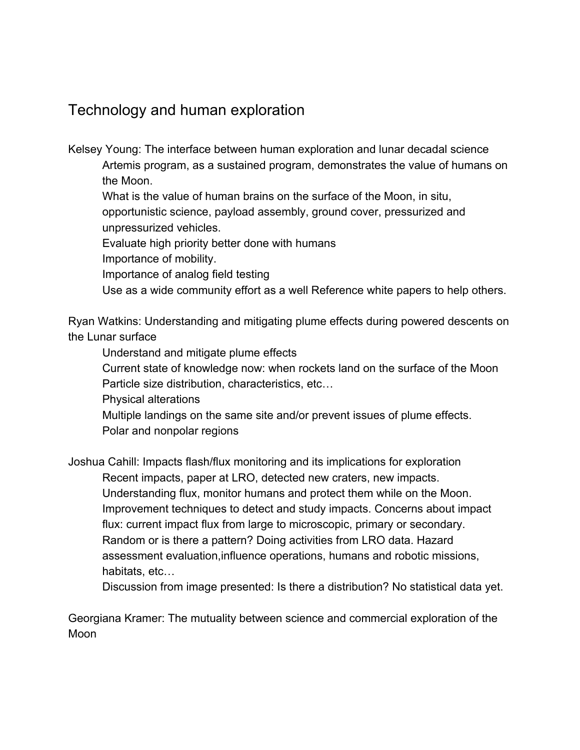## Technology and human exploration

Kelsey Young: The interface between human exploration and lunar decadal science

- Artemis program, as a sustained program, demonstrates the value of humans on the Moon.
- What is the value of human brains on the surface of the Moon, in situ, opportunistic science, payload assembly, ground cover, pressurized and unpressurized vehicles.
- Evaluate high priority better done with humans
- Importance of mobility.
- Importance of analog field testing
- Use as a wide community effort as a well Reference white papers to help others.

Ryan Watkins: Understanding and mitigating plume effects during powered descents on the Lunar surface

- Understand and mitigate plume effects
- Current state of knowledge now: when rockets land on the surface of the Moon
- Particle size distribution, characteristics, etc…
- Physical alterations
- Multiple landings on the same site and/or prevent issues of plume effects.
- Polar and nonpolar regions

Joshua Cahill: Impacts flash/flux monitoring and its implications for exploration

- Recent impacts, paper at LRO, detected new craters, new impacts.
- Understanding flux, monitor humans and protect them while on the Moon.
- Improvement techniques to detect and study impacts. Concerns about impact flux: current impact flux from large to microscopic, primary or secondary. Random or is there a pattern? Doing activities from LRO data. Hazard assessment evaluation,influence operations, humans and robotic missions, habitats, etc…
- Discussion from image presented: Is there a distribution? No statistical data yet.

Georgiana Kramer: The mutuality between science and commercial exploration of the Moon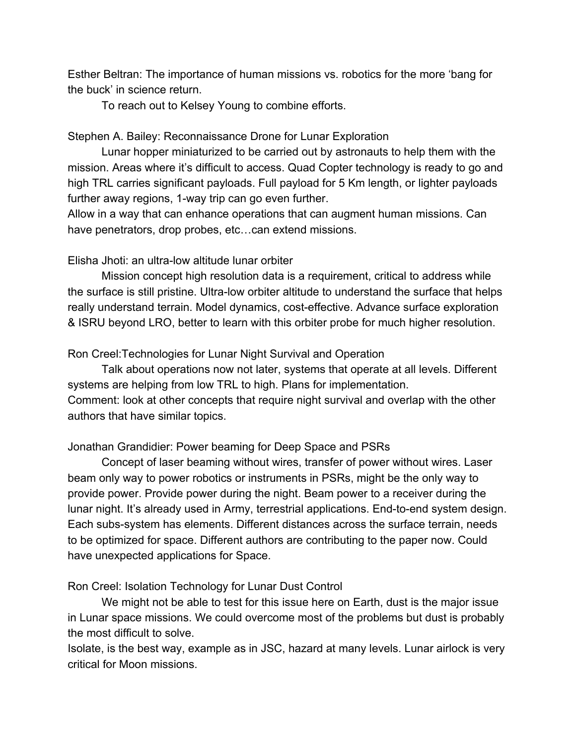Esther Beltran: The importance of human missions vs. robotics for the more 'bang for the buck' in science return.

To reach out to Kelsey Young to combine efforts.

Stephen A. Bailey: Reconnaissance Drone for Lunar Exploration

Lunar hopper miniaturized to be carried out by astronauts to help them with the mission. Areas where it's difficult to access. Quad Copter technology is ready to go and high TRL carries significant payloads. Full payload for 5 Km length, or lighter payloads further away regions, 1-way trip can go even further.

Allow in a way that can enhance operations that can augment human missions. Can have penetrators, drop probes, etc…can extend missions.

Elisha Jhoti: an ultra-low altitude lunar orbiter

Mission concept high resolution data is a requirement, critical to address while the surface is still pristine. Ultra-low orbiter altitude to understand the surface that helps really understand terrain. Model dynamics, cost-effective. Advance surface exploration & ISRU beyond LRO, better to learn with this orbiter probe for much higher resolution.

Ron Creel:Technologies for Lunar Night Survival and Operation

Talk about operations now not later, systems that operate at all levels. Different systems are helping from low TRL to high. Plans for implementation.

Comment: look at other concepts that require night survival and overlap with the other authors that have similar topics.

Jonathan Grandidier: Power beaming for Deep Space and PSRs

Concept of laser beaming without wires, transfer of power without wires. Laser beam only way to power robotics or instruments in PSRs, might be the only way to provide power. Provide power during the night. Beam power to a receiver during the lunar night. It's already used in Army, terrestrial applications. End-to-end system design. Each subs-system has elements. Different distances across the surface terrain, needs to be optimized for space. Different authors are contributing to the paper now. Could have unexpected applications for Space.

Ron Creel: Isolation Technology for Lunar Dust Control

We might not be able to test for this issue here on Earth, dust is the major issue in Lunar space missions. We could overcome most of the problems but dust is probably the most difficult to solve.

Isolate, is the best way, example as in JSC, hazard at many levels. Lunar airlock is very critical for Moon missions.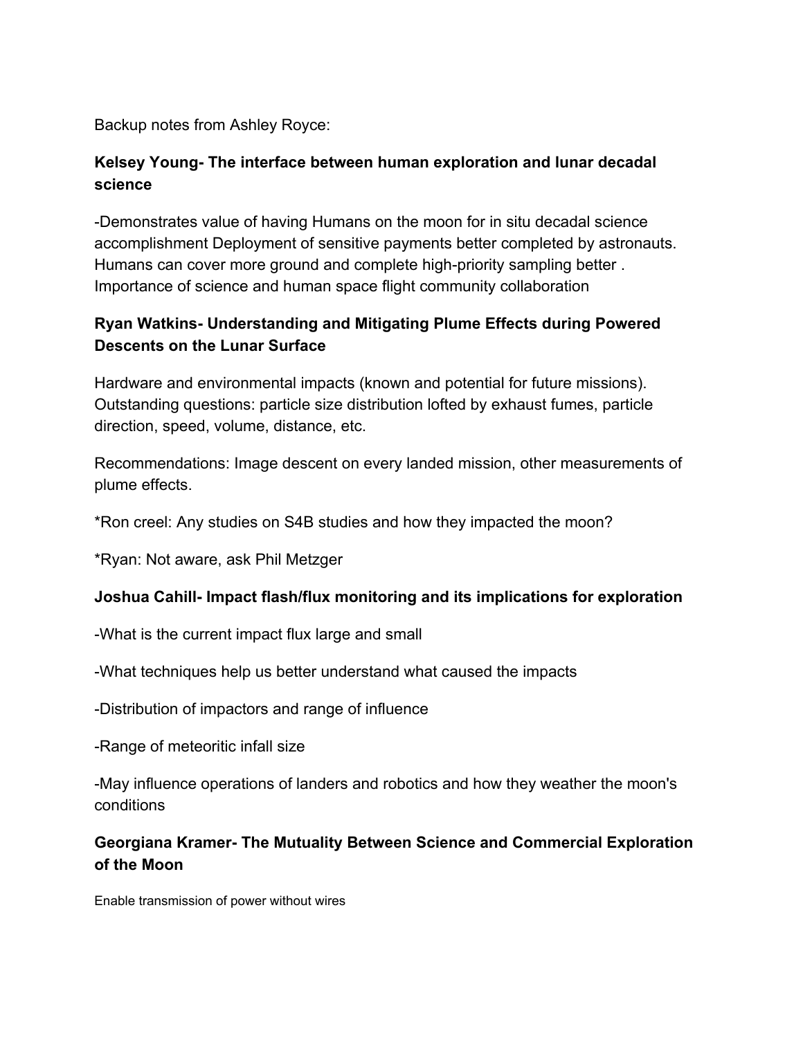Backup notes from Ashley Royce:

**Kelsey Young- The interface between human exploration and lunar decadal science**

-Demonstrates value of having Humans on the moon for in situ decadal science accomplishment Deployment of sensitive payments better completed by astronauts. Humans can cover more ground and complete high-priority sampling better . Importance of science and human space flight community collaboration

**Ryan Watkins- Understanding and Mitigating Plume Effects during Powered Descents on the Lunar Surface**

Hardware and environmental impacts (known and potential for future missions). Outstanding questions: particle size distribution lofted by exhaust fumes, particle direction, speed, volume, distance, etc.

Recommendations: Image descent on every landed mission, other measurements of plume effects.

*Ron creel: Any studies on S4B studies and how they impacted the moon?

*Ryan: Not aware, ask Phil Metzger

**Joshua Cahill- Impact flash/flux monitoring and its implications for exploration**

-What is the current impact flux large and small

-What techniques help us better understand what caused the impacts

-Distribution of impactors and range of influence

-Range of meteoritic infall size

-May influence operations of landers and robotics and how they weather the moon's conditions

**Georgiana Kramer- The Mutuality Between Science and Commercial Exploration of the Moon**

Enable transmission of power without wires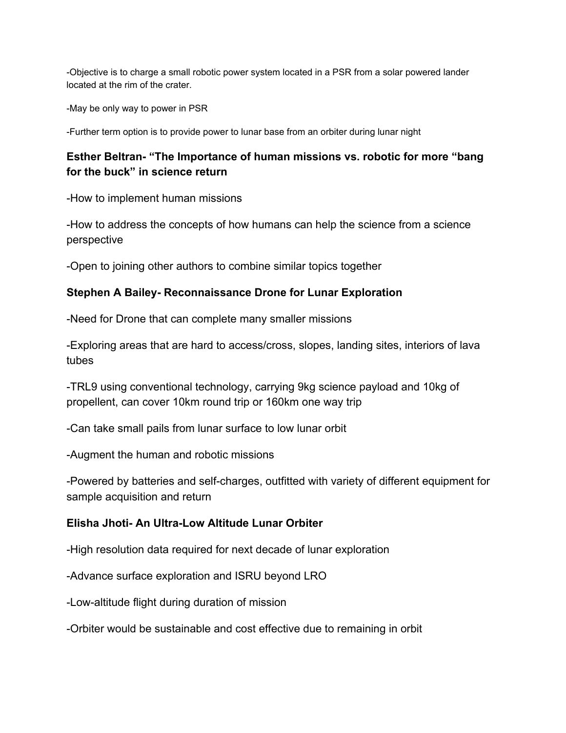-Objective is to charge a small robotic power system located in a PSR from a solar powered lander located at the rim of the crater.

-May be only way to power in PSR

-Further term option is to provide power to lunar base from an orbiter during lunar night

### Esther Beltran- "The Importance of human missions vs. robotic for more "bang for the buck" in science return

-How to implement human missions

-How to address the concepts of how humans can help the science from a science perspective

-Open to joining other authors to combine similar topics together

### Stephen A Bailey- Reconnaissance Drone for Lunar Exploration

-Need for Drone that can complete many smaller missions

-Exploring areas that are hard to access/cross, slopes, landing sites, interiors of lava tubes

-TRL9 using conventional technology, carrying 9kg science payload and 10kg of propellent, can cover 10km round trip or 160km one way trip

-Can take small pails from lunar surface to low lunar orbit

-Augment the human and robotic missions

-Powered by batteries and self-charges, outfitted with variety of different equipment for sample acquisition and return

### Elisha Jhoti- An Ultra-Low Altitude Lunar Orbiter

-High resolution data required for next decade of lunar exploration

-Advance surface exploration and ISRU beyond LRO

-Low-altitude flight during duration of mission

-Orbiter would be sustainable and cost effective due to remaining in orbit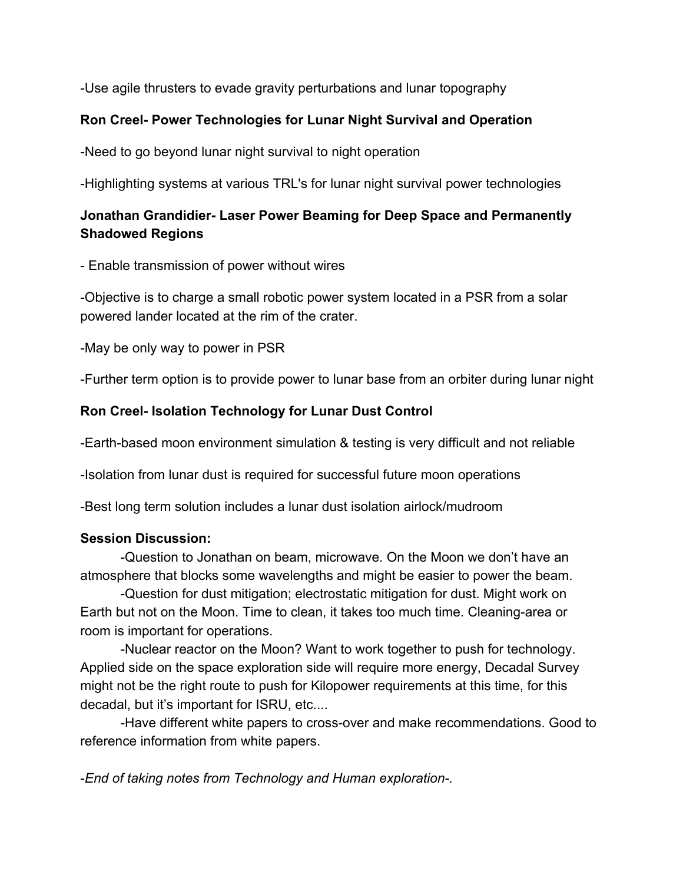-Use agile thrusters to evade gravity perturbations and lunar topography

**Ron Creel- Power Technologies for Lunar Night Survival and Operation**

-Need to go beyond lunar night survival to night operation

-Highlighting systems at various TRL's for lunar night survival power technologies

**Jonathan Grandidier- Laser Power Beaming for Deep Space and Permanently Shadowed Regions**

- Enable transmission of power without wires

-Objective is to charge a small robotic power system located in a PSR from a solar powered lander located at the rim of the crater.

-May be only way to power in PSR

-Further term option is to provide power to lunar base from an orbiter during lunar night

**Ron Creel- Isolation Technology for Lunar Dust Control**

-Earth-based moon environment simulation & testing is very difficult and not reliable

-Isolation from lunar dust is required for successful future moon operations

-Best long term solution includes a lunar dust isolation airlock/mudroom

**Session Discussion:**

-Question to Jonathan on beam, microwave. On the Moon we don't have an atmosphere that blocks some wavelengths and might be easier to power the beam.

-Question for dust mitigation; electrostatic mitigation for dust. Might work on Earth but not on the Moon. Time to clean, it takes too much time. Cleaning-area or room is important for operations.

-Nuclear reactor on the Moon? Want to work together to push for technology. Applied side on the space exploration side will require more energy, Decadal Survey might not be the right route to push for Kilopower requirements at this time, for this decadal, but it's important for ISRU, etc....

-Have different white papers to cross-over and make recommendations. Good to reference information from white papers.

*-End of taking notes from Technology and Human exploration-.*